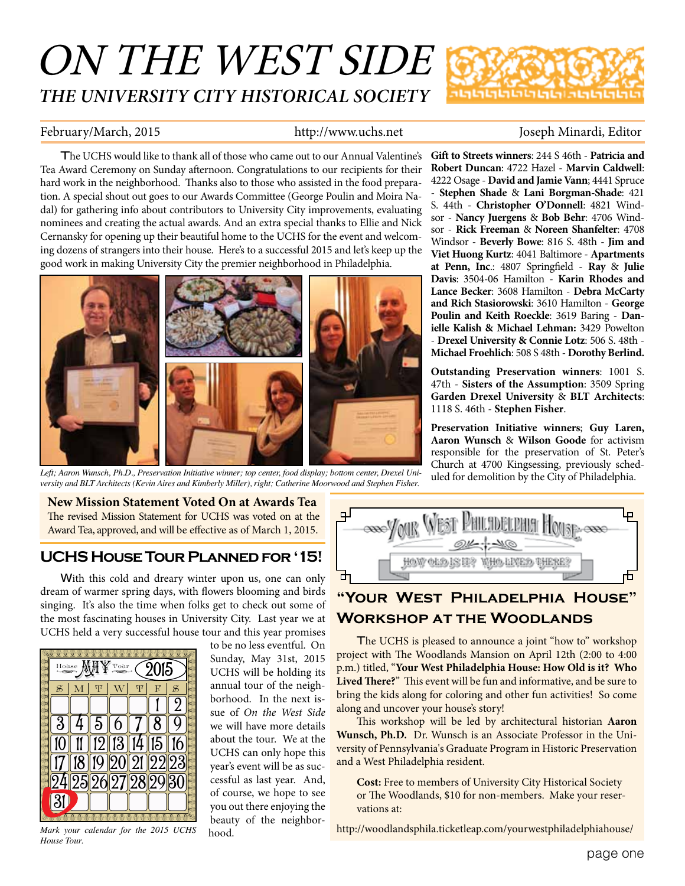# ON THE WEST SIDE

## THE UNIVERSITY CITY HISTORICAL SOCIETY

February/March, 2015 http://www.uchs.net Joseph Minardi, Editor

The UCHS would like to thank all of those who came out to our Annual Valentine's Tea Award Ceremony on Sunday afternoon. Congratulations to our recipients for their hard work in the neighborhood. Thanks also to those who assisted in the food preparation. A special shout out goes to our Awards Committee (George Poulin and Moira Nadal) for gathering info about contributors to University City improvements, evaluating nominees and creating the actual awards. And an extra special thanks to Ellie and Nick Cernansky for opening up their beautiful home to the UCHS for the event and welcoming dozens of strangers into their house. Here's to a successful 2015 and let's keep up the good work in making University City the premier neighborhood in Philadelphia.

*Left; Aaron Wunsch, Ph.D., Preservation Initiative winner; top center, food display; bottom center, Drexel University and BLT Architects (Kevin Aires and Kimberly Miller), right; Catherine Moorwood and Stephen Fisher.*

**Gift to Streets winners**: 244 S 46th - **Patricia and Robert Duncan**: 4722 Hazel - **Marvin Caldwell**: 4222 Osage - **David and Jamie Vann**; 4441 Spruce - **Stephen Shade** & **Lani Borgman-Shade**: 421 S. 44th - **Christopher O'Donnell**: 4821 Windsor - **Nancy Juergens** & **Bob Behr**: 4706 Windsor - **Rick Freeman** & **Noreen Shanfelter**: 4708 Windsor - **Beverly Bowe**: 816 S. 48th - **Jim and Viet Huong Kurtz**: 4041 Baltimore - **Apartments at Penn, Inc.**: 4807 Springfield - **Ray** & **Julie Davis**: 3504-06 Hamilton - **Karin Rhodes and Lance Becker**: 3608 Hamilton - **Debra McCarty and Rich Stasiorowski**: 3610 Hamilton - **George Poulin and Keith Roeckle**: 3619 Baring - **Danielle Kalish & Michael Lehman:** 3429 Powelton - **Drexel University & Connie Lotz**: 506 S. 48th - **Michael Froehlich**: 508 S 48th - **Dorothy Berlind.**

**Outstanding Preservation winners**: 1001 S. 47th - **Sisters of the Assumption**: 3509 Spring Garden **Drexel University** & **BLT Architects**: 1118 S. 46th - **Stephen Fisher**.

**Preservation Initiative winners**; **Guy Laren, Aaron Wunsch** & **Wilson Goode** for activism responsible for the preservation of St. Peter's Church at 4700 Kingsessing, previously scheduled for demolition by the City of Philadelphia.

### New Mission Statement Voted On at Awards Tea

The revised Mission Statement for UCHS was voted on at the Award Tea, approved, and will be effective as of March 1, 2015.

## UCHS House Tour Planned for '15!

With this cold and dreary winter upon us, one can only dream of warmer spring days, with flowers blooming and birds singing. It's also the time when folks get to check out some of the most fascinating houses in University City. Last year we at UCHS held a very successful house tour and this year promises to be no less eventful. On Sunday, May 31st, 2015 UCHS will be holding its annual tour of the neighborhood. In the next issue of *On the West Side* we will have more details about the tour. We at the UCHS can only hope this year's event will be as successful as last year. And, of course, we hope to see you out there enjoying the beauty of the neighborhood.

House MAY Tour 2015

| S | M | T | W | T | F | S |
|---|---|---|---|---|---|---|
| | | | | | 1 | 2 |
| 3 | 4 | 5 | 6 | 7 | 8 | 9 |
| 10 | 11 | 12 | 13 | 14 | 15 | 16 |
| 17 | 18 | 19 | 20 | 21 | 22 | 23 |
| 24 | 25 | 26 | 27 | 28 | 29 | 30 |
| 31 | | | | | | |

*Mark your calendar for the 2015 UCHS House Tour.*

Your West Philadelphia House
HOW OLD IS IT? WHO LIVED THERE?

## "Your West Philadelphia House" Workshop at the Woodlands

The UCHS is pleased to announce a joint "how to" workshop project with The Woodlands Mansion on April 12th (2:00 to 4:00 p.m.) titled, "**Your West Philadelphia House: How Old is it? Who Lived There?**" This event will be fun and informative, and be sure to bring the kids along for coloring and other fun activities! So come along and uncover your house's story!

This workshop will be led by architectural historian **Aaron Wunsch, Ph.D.** Dr. Wunsch is an Associate Professor in the University of Pennsylvania's Graduate Program in Historic Preservation and a West Philadelphia resident.

**Cost:** Free to members of University City Historical Society or The Woodlands, $10 for non-members. Make your reservations at:

http://woodlandsphila.ticketleap.com/yourwestphiladelphiahouse/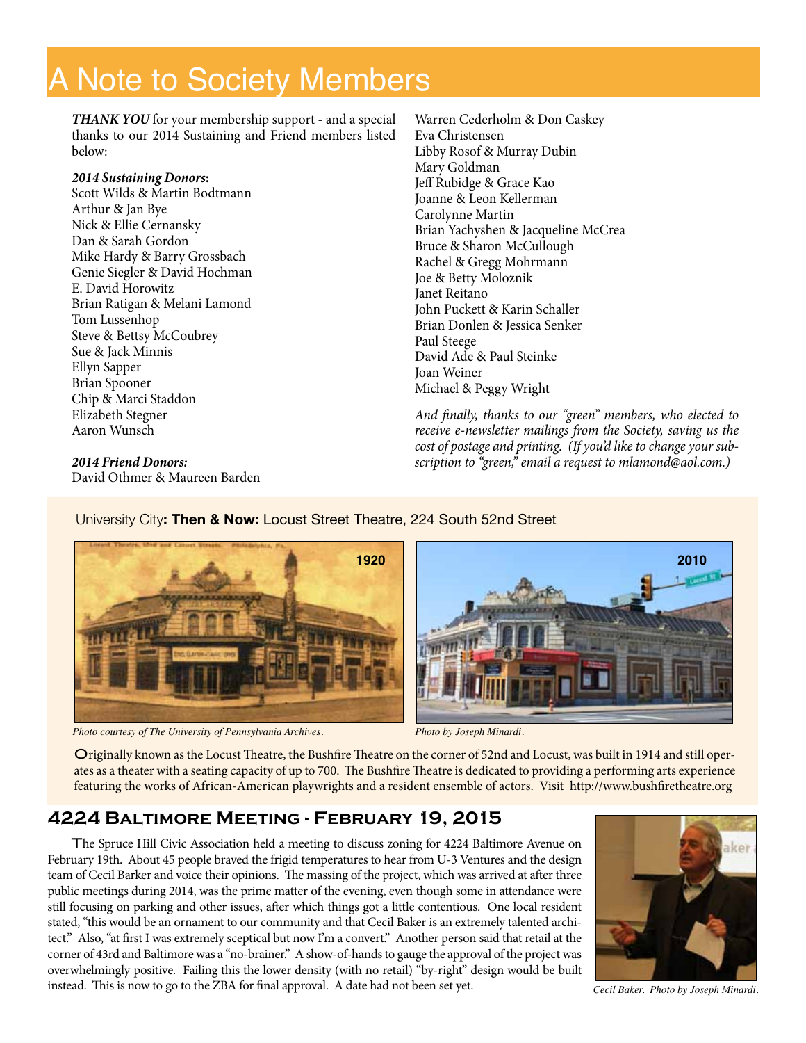# A Note to Society Members

***THANK YOU*** for your membership support - and a special thanks to our 2014 Sustaining and Friend members listed below:

***2014 Sustaining Donors*:**
Scott Wilds & Martin Bodtmann
Arthur & Jan Bye
Nick & Ellie Cernansky
Dan & Sarah Gordon
Mike Hardy & Barry Grossbach
Genie Siegler & David Hochman
E. David Horowitz
Brian Ratigan & Melani Lamond
Tom Lussenhop
Steve & Bettsy McCoubrey
Sue & Jack Minnis
Ellyn Sapper
Brian Spooner
Chip & Marci Staddon
Elizabeth Stegner
Aaron Wunsch

***2014 Friend Donors:***
David Othmer & Maureen Barden
Warren Cederholm & Don Caskey
Eva Christensen
Libby Rosof & Murray Dubin
Mary Goldman
Jeff Rubidge & Grace Kao
Joanne & Leon Kellerman
Carolynne Martin
Brian Yachyshen & Jacqueline McCrea
Bruce & Sharon McCullough
Rachel & Gregg Mohrmann
Joe & Betty Moloznik
Janet Reitano
John Puckett & Karin Schaller
Brian Donlen & Jessica Senker
Paul Steege
David Ade & Paul Steinke
Joan Weiner
Michael & Peggy Wright

*And finally, thanks to our "green" members, who elected to receive e-newsletter mailings from the Society, saving us the cost of postage and printing. (If you'd like to change your subscription to "green," email a request to mlamond@aol.com.)*

University City**: Then & Now:** Locust Street Theatre, 224 South 52nd Street

1920

*Photo courtesy of The University of Pennsylvania Archives.*

2010

*Photo by Joseph Minardi.*

Originally known as the Locust Theatre, the Bushfire Theatre on the corner of 52nd and Locust, was built in 1914 and still operates as a theater with a seating capacity of up to 700. The Bushfire Theatre is dedicated to providing a performing arts experience featuring the works of African-American playwrights and a resident ensemble of actors. Visit http://www.bushfiretheatre.org

## 4224 Baltimore Meeting - February 19, 2015

The Spruce Hill Civic Association held a meeting to discuss zoning for 4224 Baltimore Avenue on February 19th. About 45 people braved the frigid temperatures to hear from U-3 Ventures and the design team of Cecil Barker and voice their opinions. The massing of the project, which was arrived at after three public meetings during 2014, was the prime matter of the evening, even though some in attendance were still focusing on parking and other issues, after which things got a little contentious. One local resident stated, "this would be an ornament to our community and that Cecil Baker is an extremely talented architect." Also, "at first I was extremely sceptical but now I'm a convert." Another person said that retail at the corner of 43rd and Baltimore was a "no-brainer." A show-of-hands to gauge the approval of the project was overwhelmingly positive. Failing this the lower density (with no retail) "by-right" design would be built instead. This is now to go to the ZBA for final approval. A date had not been set yet.

*Cecil Baker. Photo by Joseph Minardi.*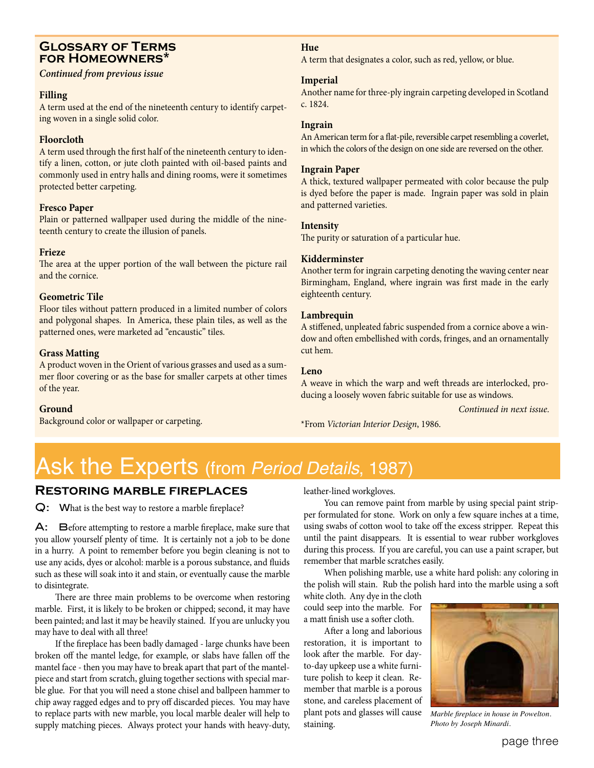## Glossary of Terms for Homeowners*

*Continued from previous issue*

**Filling**
A term used at the end of the nineteenth century to identify carpeting woven in a single solid color.

**Floorcloth**
A term used through the first half of the nineteenth century to identify a linen, cotton, or jute cloth painted with oil-based paints and commonly used in entry halls and dining rooms, were it sometimes protected better carpeting.

**Fresco Paper**
Plain or patterned wallpaper used during the middle of the nineteenth century to create the illusion of panels.

**Frieze**
The area at the upper portion of the wall between the picture rail and the cornice.

**Geometric Tile**
Floor tiles without pattern produced in a limited number of colors and polygonal shapes. In America, these plain tiles, as well as the patterned ones, were marketed ad "encaustic" tiles.

**Grass Matting**
A product woven in the Orient of various grasses and used as a summer floor covering or as the base for smaller carpets at other times of the year.

**Ground**
Background color or wallpaper or carpeting.

**Hue**
A term that designates a color, such as red, yellow, or blue.

**Imperial**
Another name for three-ply ingrain carpeting developed in Scotland c. 1824.

**Ingrain**
An American term for a flat-pile, reversible carpet resembling a coverlet, in which the colors of the design on one side are reversed on the other.

**Ingrain Paper**
A thick, textured wallpaper permeated with color because the pulp is dyed before the paper is made. Ingrain paper was sold in plain and patterned varieties.

**Intensity**
The purity or saturation of a particular hue.

**Kidderminster**
Another term for ingrain carpeting denoting the waving center near Birmingham, England, where ingrain was first made in the early eighteenth century.

**Lambrequin**
A stiffened, unpleated fabric suspended from a cornice above a window and often embellished with cords, fringes, and an ornamentally cut hem.

**Leno**
A weave in which the warp and weft threads are interlocked, producing a loosely woven fabric suitable for use as windows.

*Continued in next issue.*

*From *Victorian Interior Design*, 1986.

# Ask the Experts (from *Period Details*, 1987)

## Restoring marble fireplaces

**Q:** What is the best way to restore a marble fireplace?

**A:** Before attempting to restore a marble fireplace, make sure that you allow yourself plenty of time. It is certainly not a job to be done in a hurry. A point to remember before you begin cleaning is not to use any acids, dyes or alcohol: marble is a porous substance, and fluids such as these will soak into it and stain, or eventually cause the marble to disintegrate.

There are three main problems to be overcome when restoring marble. First, it is likely to be broken or chipped; second, it may have been painted; and last it may be heavily stained. If you are unlucky you may have to deal with all three!

If the fireplace has been badly damaged - large chunks have been broken off the mantel ledge, for example, or slabs have fallen off the mantel face - then you may have to break apart that part of the mantelpiece and start from scratch, gluing together sections with special marble glue. For that you will need a stone chisel and ballpeen hammer to chip away ragged edges and to pry off discarded pieces. You may have to replace parts with new marble, you local marble dealer will help to supply matching pieces. Always protect your hands with heavy-duty, leather-lined workgloves.

You can remove paint from marble by using special paint stripper formulated for stone. Work on only a few square inches at a time, using swabs of cotton wool to take off the excess stripper. Repeat this until the paint disappears. It is essential to wear rubber workgloves during this process. If you are careful, you can use a paint scraper, but remember that marble scratches easily.

When polishing marble, use a white hard polish: any coloring in the polish will stain. Rub the polish hard into the marble using a soft white cloth. Any dye in the cloth could seep into the marble. For a matt finish use a softer cloth.

After a long and laborious restoration, it is important to look after the marble. For day-to-day upkeep use a white furniture polish to keep it clean. Remember that marble is a porous stone, and careless placement of plant pots and glasses will cause staining.

*Marble fireplace in house in Powelton. Photo by Joseph Minardi.*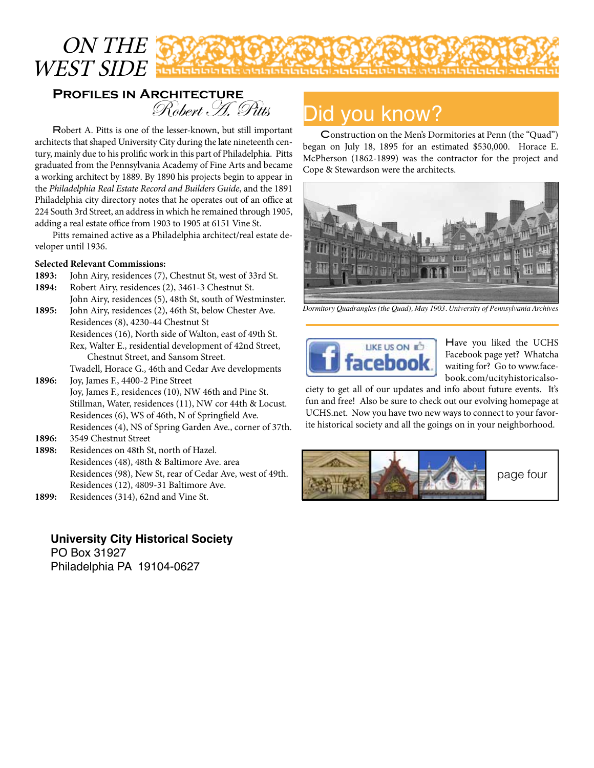# ON THE WEST SIDE

## Profiles in Architecture

### *Robert A. Pitts*

Robert A. Pitts is one of the lesser-known, but still important architects that shaped University City during the late nineteenth century, mainly due to his prolific work in this part of Philadelphia. Pitts graduated from the Pennsylvania Academy of Fine Arts and became a working architect by 1889. By 1890 his projects begin to appear in the *Philadelphia Real Estate Record and Builders Guide*, and the 1891 Philadelphia city directory notes that he operates out of an office at 224 South 3rd Street, an address in which he remained through 1905, adding a real estate office from 1903 to 1905 at 6151 Vine St.

Pitts remained active as a Philadelphia architect/real estate developer until 1936.

**Selected Relevant Commissions:**

**1893:** John Airy, residences (7), Chestnut St, west of 33rd St.

**1894:** Robert Airy, residences (2), 3461-3 Chestnut St.
John Airy, residences (5), 48th St, south of Westminster.

**1895:** John Airy, residences (2), 46th St, below Chester Ave.
Residences (8), 4230-44 Chestnut St
Residences (16), North side of Walton, east of 49th St.
Rex, Walter E., residential development of 42nd Street, Chestnut Street, and Sansom Street.
Twadell, Horace G., 46th and Cedar Ave developments

**1896:** Joy, James F., 4400-2 Pine Street
Joy, James F., residences (10), NW 46th and Pine St.
Stillman, Water, residences (11), NW cor 44th & Locust.
Residences (6), WS of 46th, N of Springfield Ave.
Residences (4), NS of Spring Garden Ave., corner of 37th.

**1896:** 3549 Chestnut Street

**1898:** Residences on 48th St, north of Hazel.
Residences (48), 48th & Baltimore Ave. area
Residences (98), New St, rear of Cedar Ave, west of 49th.
Residences (12), 4809-31 Baltimore Ave.

**1899:** Residences (314), 62nd and Vine St.

## Did you know?

Construction on the Men's Dormitories at Penn (the "Quad") began on July 18, 1895 for an estimated $530,000. Horace E. McPherson (1862-1899) was the contractor for the project and Cope & Stewardson were the architects.

*Dormitory Quadrangles (the Quad), May 1903. University of Pennsylvania Archives*

LIKE US ON facebook

Have you liked the UCHS Facebook page yet? Whatcha waiting for? Go to www.facebook.com/ucityhistoricalsociety to get all of our updates and info about future events. It's fun and free! Also be sure to check out our evolving homepage at UCHS.net. Now you have two new ways to connect to your favorite historical society and all the goings on in your neighborhood.

**University City Historical Society**
PO Box 31927
Philadelphia PA 19104-0627